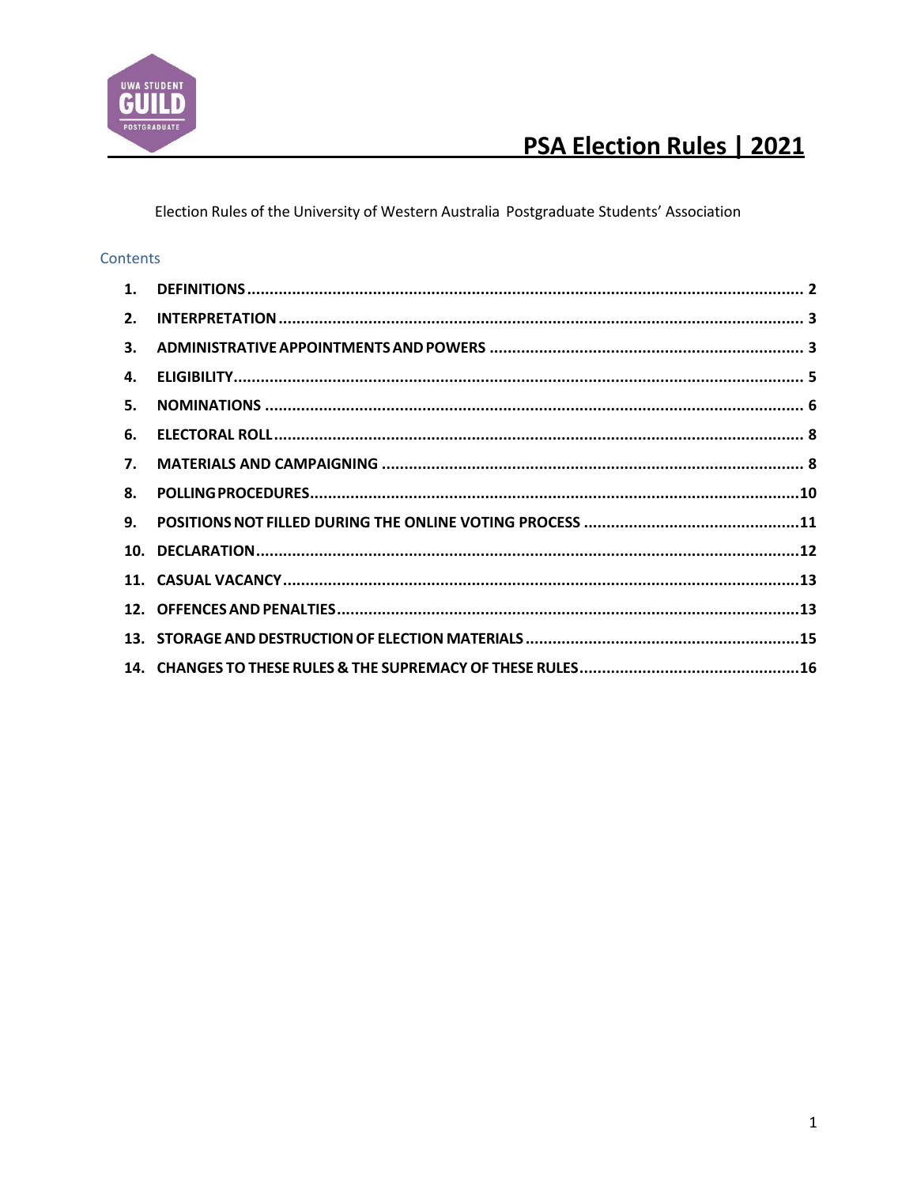# PSA Election Rules | 2021

Election Rules of the University of Western Australia Postgraduate Students' Association

## Contents

1. DEFINITIONS ........ 2
2. INTERPRETATION ........ 3
3. ADMINISTRATIVE APPOINTMENTS AND POWERS ........ 3
4. ELIGIBILITY ........ 5
5. NOMINATIONS ........ 6
6. ELECTORAL ROLL ........ 8
7. MATERIALS AND CAMPAIGNING ........ 8
8. POLLING PROCEDURES ........ 10
9. POSITIONS NOT FILLED DURING THE ONLINE VOTING PROCESS ........ 11
10. DECLARATION ........ 12
11. CASUAL VACANCY ........ 13
12. OFFENCES AND PENALTIES ........ 13
13. STORAGE AND DESTRUCTION OF ELECTION MATERIALS ........ 15
14. CHANGES TO THESE RULES & THE SUPREMACY OF THESE RULES ........ 16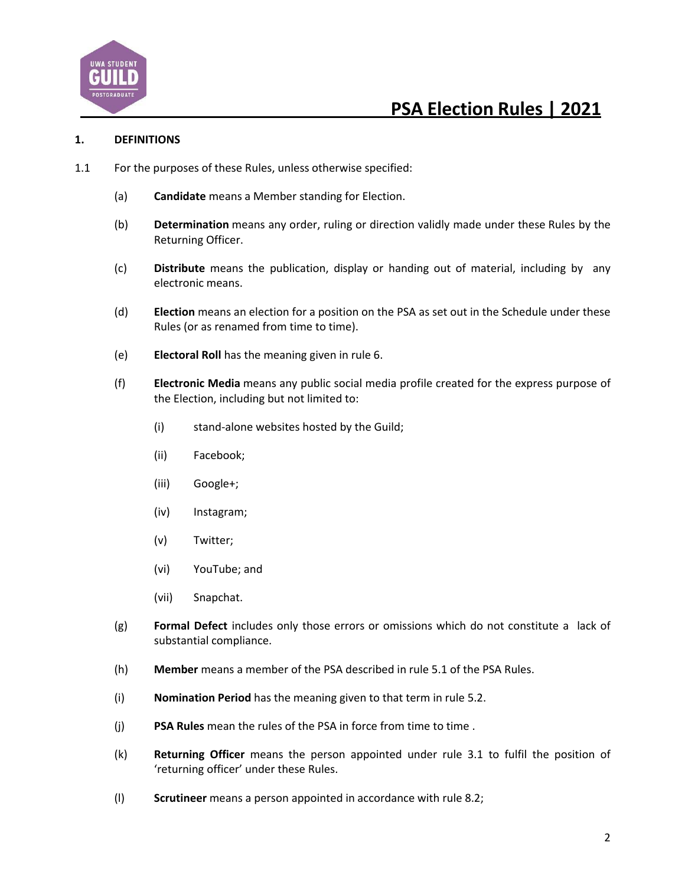# PSA Election Rules | 2021

## 1. DEFINITIONS

1.1 For the purposes of these Rules, unless otherwise specified:

(a) **Candidate** means a Member standing for Election.

(b) **Determination** means any order, ruling or direction validly made under these Rules by the Returning Officer.

(c) **Distribute** means the publication, display or handing out of material, including by any electronic means.

(d) **Election** means an election for a position on the PSA as set out in the Schedule under these Rules (or as renamed from time to time).

(e) **Electoral Roll** has the meaning given in rule 6.

(f) **Electronic Media** means any public social media profile created for the express purpose of the Election, including but not limited to:

(i) stand-alone websites hosted by the Guild;

(ii) Facebook;

(iii) Google+;

(iv) Instagram;

(v) Twitter;

(vi) YouTube; and

(vii) Snapchat.

(g) **Formal Defect** includes only those errors or omissions which do not constitute a lack of substantial compliance.

(h) **Member** means a member of the PSA described in rule 5.1 of the PSA Rules.

(i) **Nomination Period** has the meaning given to that term in rule 5.2.

(j) **PSA Rules** mean the rules of the PSA in force from time to time .

(k) **Returning Officer** means the person appointed under rule 3.1 to fulfil the position of 'returning officer' under these Rules.

(l) **Scrutineer** means a person appointed in accordance with rule 8.2;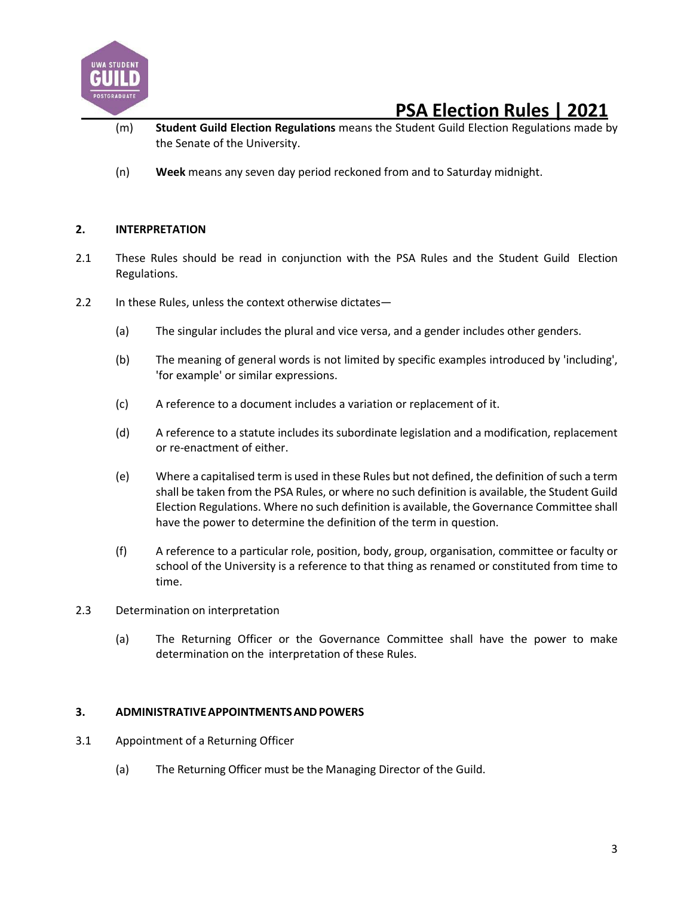(m) **Student Guild Election Regulations** means the Student Guild Election Regulations made by the Senate of the University.

(n) **Week** means any seven day period reckoned from and to Saturday midnight.

## 2. INTERPRETATION

2.1 These Rules should be read in conjunction with the PSA Rules and the Student Guild Election Regulations.

2.2 In these Rules, unless the context otherwise dictates—

(a) The singular includes the plural and vice versa, and a gender includes other genders.

(b) The meaning of general words is not limited by specific examples introduced by 'including', 'for example' or similar expressions.

(c) A reference to a document includes a variation or replacement of it.

(d) A reference to a statute includes its subordinate legislation and a modification, replacement or re-enactment of either.

(e) Where a capitalised term is used in these Rules but not defined, the definition of such a term shall be taken from the PSA Rules, or where no such definition is available, the Student Guild Election Regulations. Where no such definition is available, the Governance Committee shall have the power to determine the definition of the term in question.

(f) A reference to a particular role, position, body, group, organisation, committee or faculty or school of the University is a reference to that thing as renamed or constituted from time to time.

2.3 Determination on interpretation

(a) The Returning Officer or the Governance Committee shall have the power to make determination on the interpretation of these Rules.

## 3. ADMINISTRATIVE APPOINTMENTS AND POWERS

3.1 Appointment of a Returning Officer

(a) The Returning Officer must be the Managing Director of the Guild.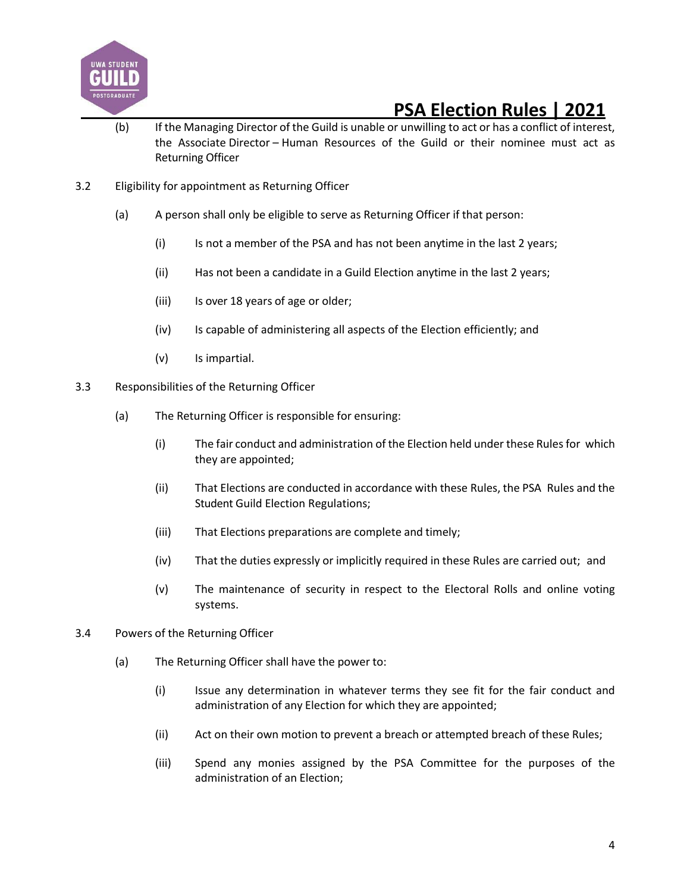(b) If the Managing Director of the Guild is unable or unwilling to act or has a conflict of interest, the Associate Director – Human Resources of the Guild or their nominee must act as Returning Officer

3.2 Eligibility for appointment as Returning Officer

(a) A person shall only be eligible to serve as Returning Officer if that person:

(i) Is not a member of the PSA and has not been anytime in the last 2 years;

(ii) Has not been a candidate in a Guild Election anytime in the last 2 years;

(iii) Is over 18 years of age or older;

(iv) Is capable of administering all aspects of the Election efficiently; and

(v) Is impartial.

3.3 Responsibilities of the Returning Officer

(a) The Returning Officer is responsible for ensuring:

(i) The fair conduct and administration of the Election held under these Rules for which they are appointed;

(ii) That Elections are conducted in accordance with these Rules, the PSA Rules and the Student Guild Election Regulations;

(iii) That Elections preparations are complete and timely;

(iv) That the duties expressly or implicitly required in these Rules are carried out; and

(v) The maintenance of security in respect to the Electoral Rolls and online voting systems.

3.4 Powers of the Returning Officer

(a) The Returning Officer shall have the power to:

(i) Issue any determination in whatever terms they see fit for the fair conduct and administration of any Election for which they are appointed;

(ii) Act on their own motion to prevent a breach or attempted breach of these Rules;

(iii) Spend any monies assigned by the PSA Committee for the purposes of the administration of an Election;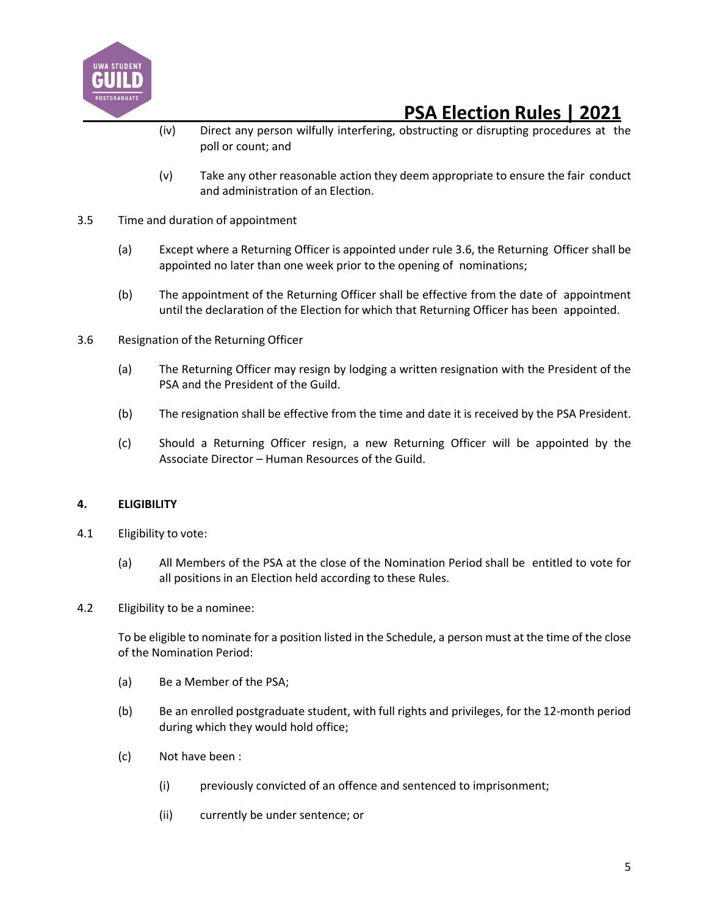(iv) Direct any person wilfully interfering, obstructing or disrupting procedures at the poll or count; and

(v) Take any other reasonable action they deem appropriate to ensure the fair conduct and administration of an Election.

3.5 Time and duration of appointment

(a) Except where a Returning Officer is appointed under rule 3.6, the Returning Officer shall be appointed no later than one week prior to the opening of nominations;

(b) The appointment of the Returning Officer shall be effective from the date of appointment until the declaration of the Election for which that Returning Officer has been appointed.

3.6 Resignation of the Returning Officer

(a) The Returning Officer may resign by lodging a written resignation with the President of the PSA and the President of the Guild.

(b) The resignation shall be effective from the time and date it is received by the PSA President.

(c) Should a Returning Officer resign, a new Returning Officer will be appointed by the Associate Director – Human Resources of the Guild.

## 4. ELIGIBILITY

4.1 Eligibility to vote:

(a) All Members of the PSA at the close of the Nomination Period shall be entitled to vote for all positions in an Election held according to these Rules.

4.2 Eligibility to be a nominee:

To be eligible to nominate for a position listed in the Schedule, a person must at the time of the close of the Nomination Period:

(a) Be a Member of the PSA;

(b) Be an enrolled postgraduate student, with full rights and privileges, for the 12-month period during which they would hold office;

(c) Not have been :

(i) previously convicted of an offence and sentenced to imprisonment;

(ii) currently be under sentence; or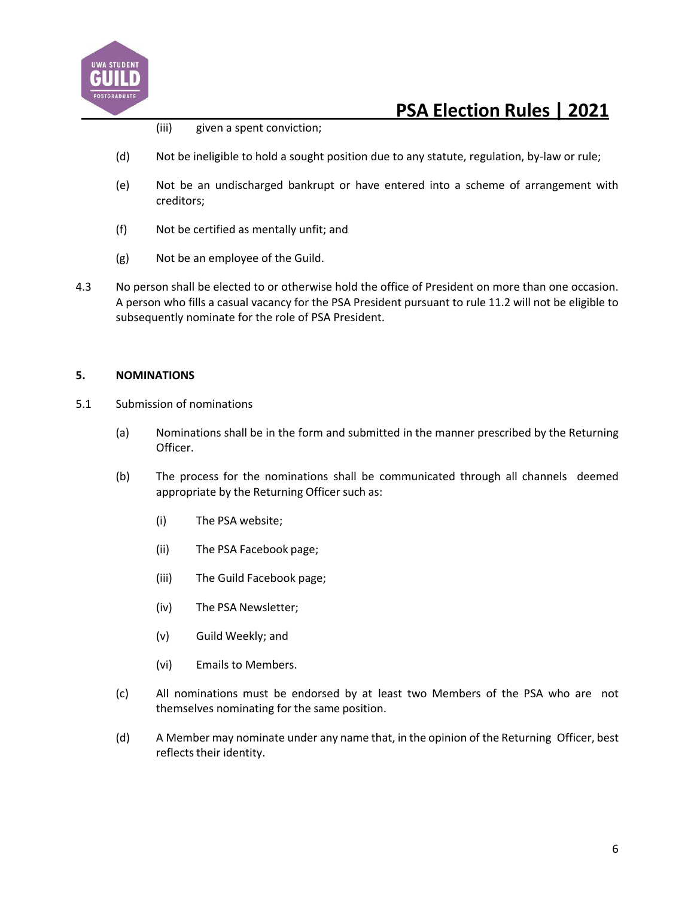(iii) given a spent conviction;

(d) Not be ineligible to hold a sought position due to any statute, regulation, by-law or rule;

(e) Not be an undischarged bankrupt or have entered into a scheme of arrangement with creditors;

(f) Not be certified as mentally unfit; and

(g) Not be an employee of the Guild.

4.3 No person shall be elected to or otherwise hold the office of President on more than one occasion. A person who fills a casual vacancy for the PSA President pursuant to rule 11.2 will not be eligible to subsequently nominate for the role of PSA President.

## 5. NOMINATIONS

5.1 Submission of nominations

(a) Nominations shall be in the form and submitted in the manner prescribed by the Returning Officer.

(b) The process for the nominations shall be communicated through all channels deemed appropriate by the Returning Officer such as:

(i) The PSA website;

(ii) The PSA Facebook page;

(iii) The Guild Facebook page;

(iv) The PSA Newsletter;

(v) Guild Weekly; and

(vi) Emails to Members.

(c) All nominations must be endorsed by at least two Members of the PSA who are not themselves nominating for the same position.

(d) A Member may nominate under any name that, in the opinion of the Returning Officer, best reflects their identity.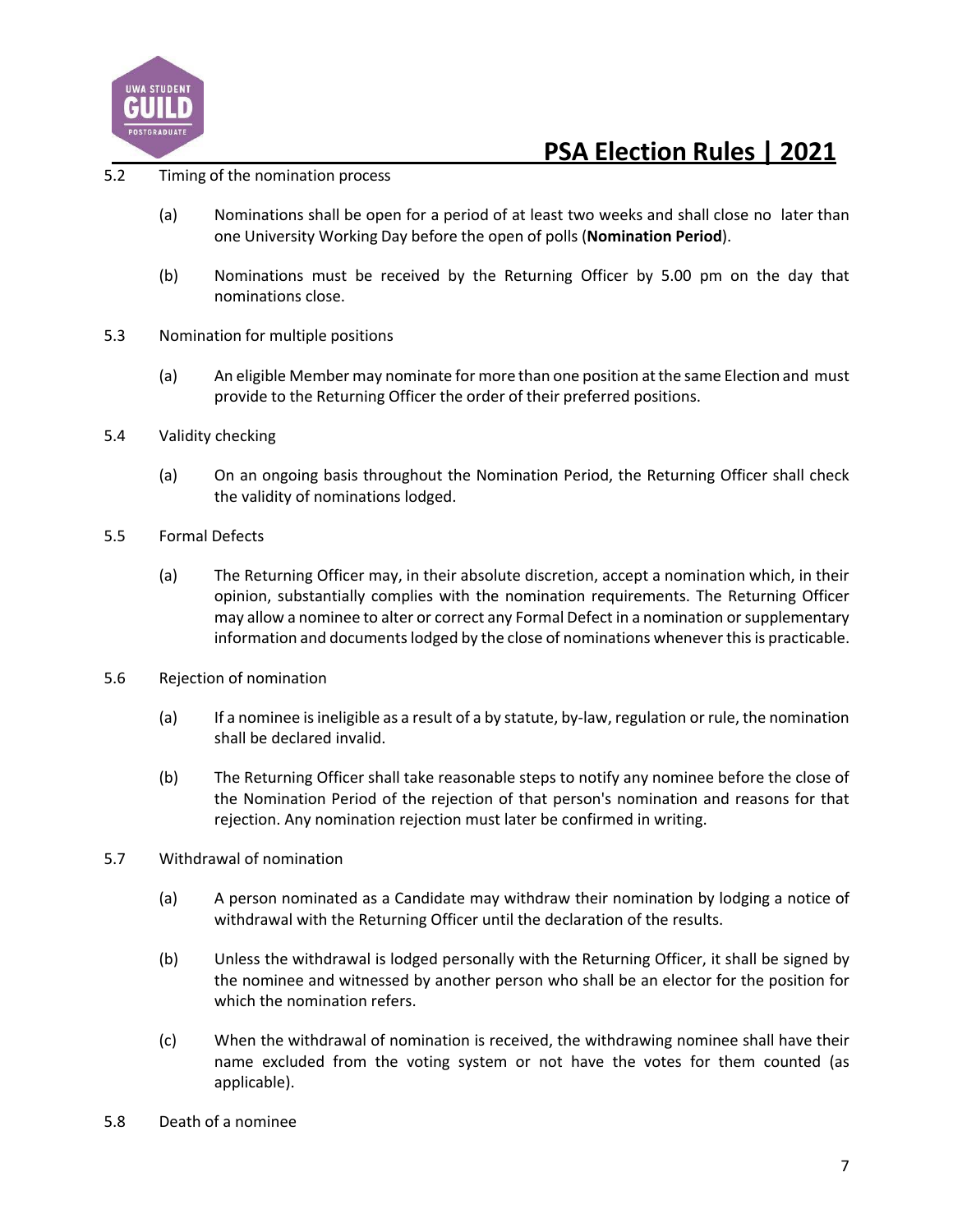5.2 Timing of the nomination process

(a) Nominations shall be open for a period of at least two weeks and shall close no later than one University Working Day before the open of polls (**Nomination Period**).

(b) Nominations must be received by the Returning Officer by 5.00 pm on the day that nominations close.

5.3 Nomination for multiple positions

(a) An eligible Member may nominate for more than one position at the same Election and must provide to the Returning Officer the order of their preferred positions.

5.4 Validity checking

(a) On an ongoing basis throughout the Nomination Period, the Returning Officer shall check the validity of nominations lodged.

5.5 Formal Defects

(a) The Returning Officer may, in their absolute discretion, accept a nomination which, in their opinion, substantially complies with the nomination requirements. The Returning Officer may allow a nominee to alter or correct any Formal Defect in a nomination or supplementary information and documents lodged by the close of nominations whenever this is practicable.

5.6 Rejection of nomination

(a) If a nominee is ineligible as a result of a by statute, by-law, regulation or rule, the nomination shall be declared invalid.

(b) The Returning Officer shall take reasonable steps to notify any nominee before the close of the Nomination Period of the rejection of that person's nomination and reasons for that rejection. Any nomination rejection must later be confirmed in writing.

5.7 Withdrawal of nomination

(a) A person nominated as a Candidate may withdraw their nomination by lodging a notice of withdrawal with the Returning Officer until the declaration of the results.

(b) Unless the withdrawal is lodged personally with the Returning Officer, it shall be signed by the nominee and witnessed by another person who shall be an elector for the position for which the nomination refers.

(c) When the withdrawal of nomination is received, the withdrawing nominee shall have their name excluded from the voting system or not have the votes for them counted (as applicable).

5.8 Death of a nominee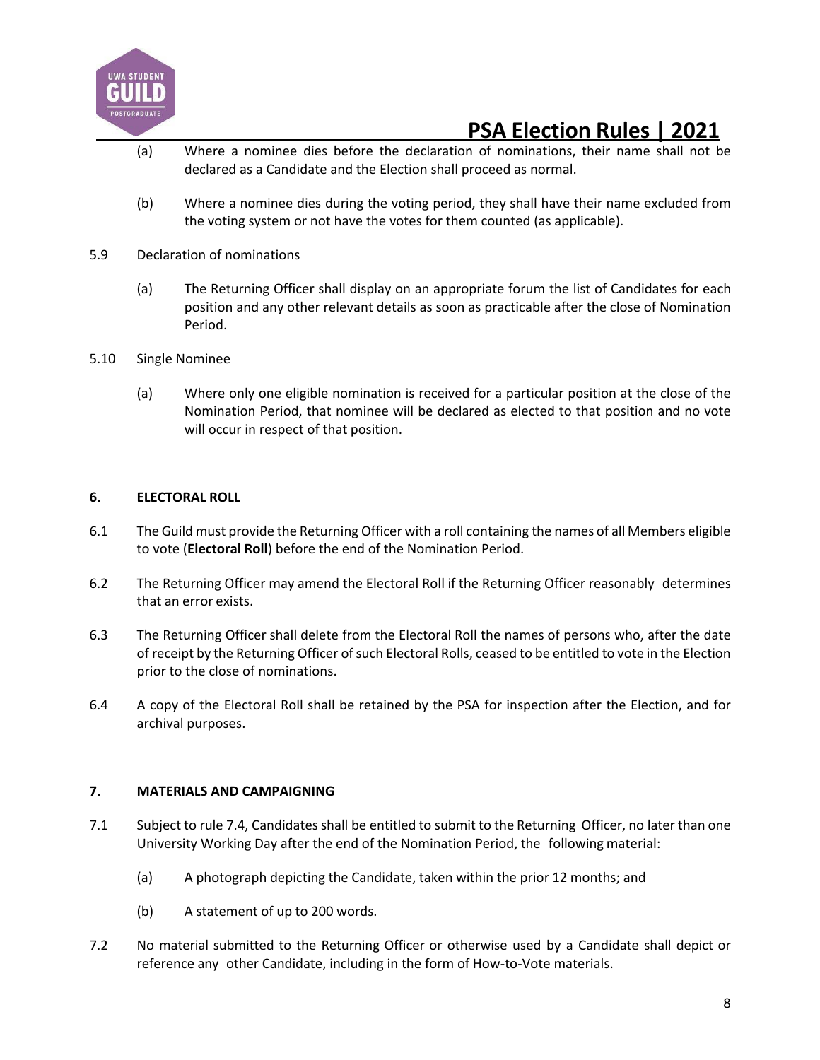(a) Where a nominee dies before the declaration of nominations, their name shall not be declared as a Candidate and the Election shall proceed as normal.

(b) Where a nominee dies during the voting period, they shall have their name excluded from the voting system or not have the votes for them counted (as applicable).

5.9 Declaration of nominations

(a) The Returning Officer shall display on an appropriate forum the list of Candidates for each position and any other relevant details as soon as practicable after the close of Nomination Period.

5.10 Single Nominee

(a) Where only one eligible nomination is received for a particular position at the close of the Nomination Period, that nominee will be declared as elected to that position and no vote will occur in respect of that position.

## 6. ELECTORAL ROLL

6.1 The Guild must provide the Returning Officer with a roll containing the names of all Members eligible to vote (**Electoral Roll**) before the end of the Nomination Period.

6.2 The Returning Officer may amend the Electoral Roll if the Returning Officer reasonably determines that an error exists.

6.3 The Returning Officer shall delete from the Electoral Roll the names of persons who, after the date of receipt by the Returning Officer of such Electoral Rolls, ceased to be entitled to vote in the Election prior to the close of nominations.

6.4 A copy of the Electoral Roll shall be retained by the PSA for inspection after the Election, and for archival purposes.

## 7. MATERIALS AND CAMPAIGNING

7.1 Subject to rule 7.4, Candidates shall be entitled to submit to the Returning Officer, no later than one University Working Day after the end of the Nomination Period, the following material:

(a) A photograph depicting the Candidate, taken within the prior 12 months; and

(b) A statement of up to 200 words.

7.2 No material submitted to the Returning Officer or otherwise used by a Candidate shall depict or reference any other Candidate, including in the form of How-to-Vote materials.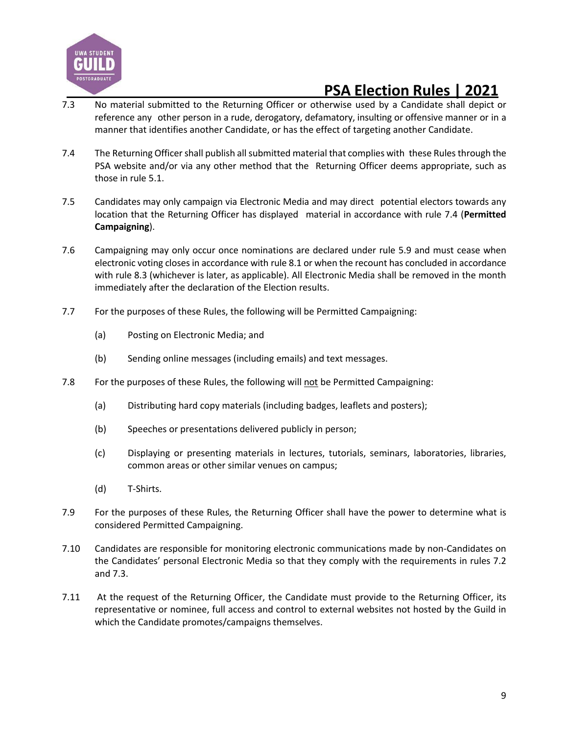7.3 No material submitted to the Returning Officer or otherwise used by a Candidate shall depict or reference any other person in a rude, derogatory, defamatory, insulting or offensive manner or in a manner that identifies another Candidate, or has the effect of targeting another Candidate.

7.4 The Returning Officer shall publish all submitted material that complies with these Rules through the PSA website and/or via any other method that the Returning Officer deems appropriate, such as those in rule 5.1.

7.5 Candidates may only campaign via Electronic Media and may direct potential electors towards any location that the Returning Officer has displayed material in accordance with rule 7.4 (**Permitted Campaigning**).

7.6 Campaigning may only occur once nominations are declared under rule 5.9 and must cease when electronic voting closes in accordance with rule 8.1 or when the recount has concluded in accordance with rule 8.3 (whichever is later, as applicable). All Electronic Media shall be removed in the month immediately after the declaration of the Election results.

7.7 For the purposes of these Rules, the following will be Permitted Campaigning:

(a) Posting on Electronic Media; and

(b) Sending online messages (including emails) and text messages.

7.8 For the purposes of these Rules, the following will <u>not</u> be Permitted Campaigning:

(a) Distributing hard copy materials (including badges, leaflets and posters);

(b) Speeches or presentations delivered publicly in person;

(c) Displaying or presenting materials in lectures, tutorials, seminars, laboratories, libraries, common areas or other similar venues on campus;

(d) T-Shirts.

7.9 For the purposes of these Rules, the Returning Officer shall have the power to determine what is considered Permitted Campaigning.

7.10 Candidates are responsible for monitoring electronic communications made by non-Candidates on the Candidates' personal Electronic Media so that they comply with the requirements in rules 7.2 and 7.3.

7.11 At the request of the Returning Officer, the Candidate must provide to the Returning Officer, its representative or nominee, full access and control to external websites not hosted by the Guild in which the Candidate promotes/campaigns themselves.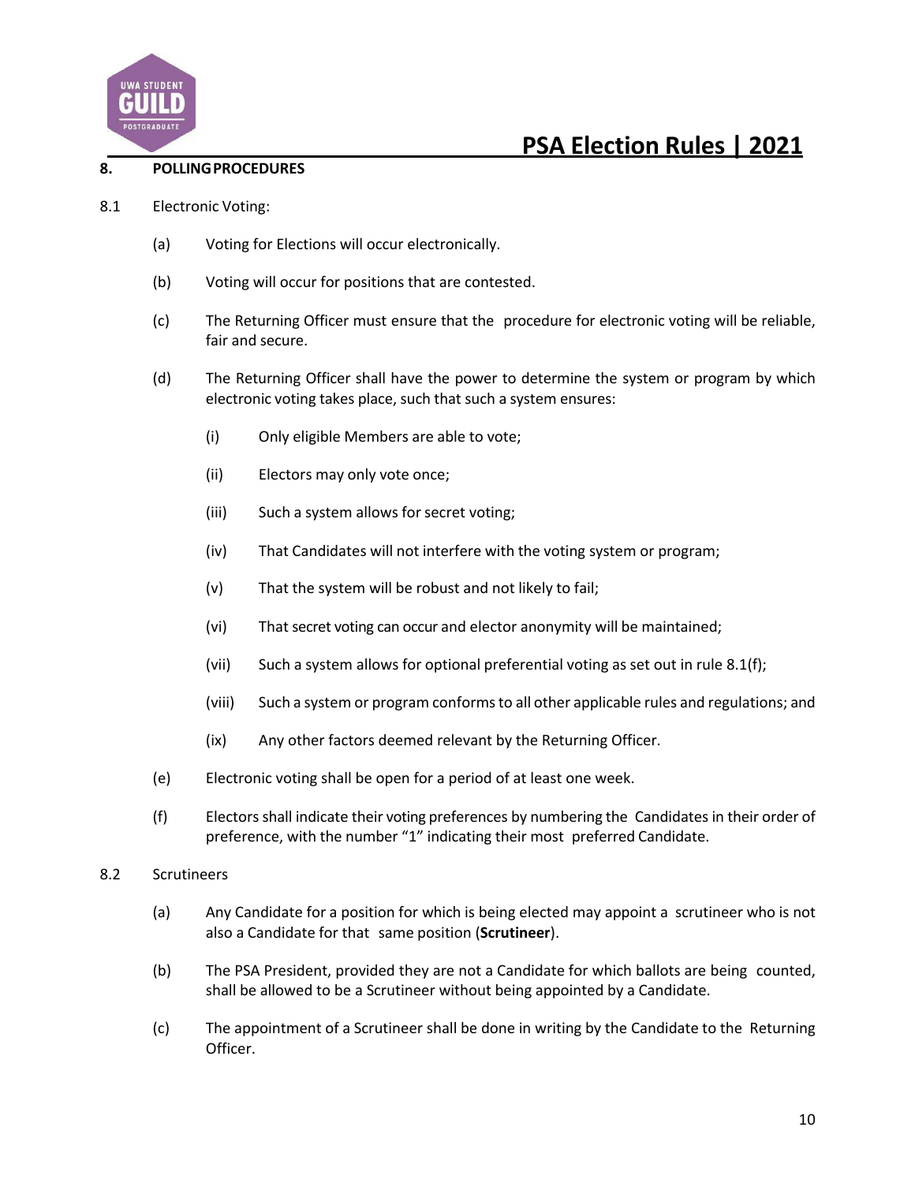## 8. POLLING PROCEDURES

8.1 Electronic Voting:

(a) Voting for Elections will occur electronically.

(b) Voting will occur for positions that are contested.

(c) The Returning Officer must ensure that the procedure for electronic voting will be reliable, fair and secure.

(d) The Returning Officer shall have the power to determine the system or program by which electronic voting takes place, such that such a system ensures:

(i) Only eligible Members are able to vote;

(ii) Electors may only vote once;

(iii) Such a system allows for secret voting;

(iv) That Candidates will not interfere with the voting system or program;

(v) That the system will be robust and not likely to fail;

(vi) That secret voting can occur and elector anonymity will be maintained;

(vii) Such a system allows for optional preferential voting as set out in rule 8.1(f);

(viii) Such a system or program conforms to all other applicable rules and regulations; and

(ix) Any other factors deemed relevant by the Returning Officer.

(e) Electronic voting shall be open for a period of at least one week.

(f) Electors shall indicate their voting preferences by numbering the Candidates in their order of preference, with the number "1" indicating their most preferred Candidate.

8.2 Scrutineers

(a) Any Candidate for a position for which is being elected may appoint a scrutineer who is not also a Candidate for that same position (**Scrutineer**).

(b) The PSA President, provided they are not a Candidate for which ballots are being counted, shall be allowed to be a Scrutineer without being appointed by a Candidate.

(c) The appointment of a Scrutineer shall be done in writing by the Candidate to the Returning Officer.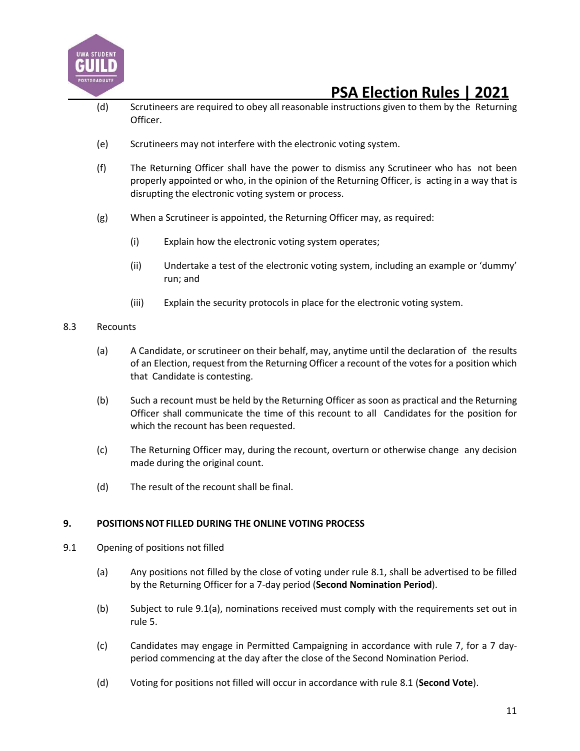(d) Scrutineers are required to obey all reasonable instructions given to them by the Returning Officer.

(e) Scrutineers may not interfere with the electronic voting system.

(f) The Returning Officer shall have the power to dismiss any Scrutineer who has not been properly appointed or who, in the opinion of the Returning Officer, is acting in a way that is disrupting the electronic voting system or process.

(g) When a Scrutineer is appointed, the Returning Officer may, as required:

  (i) Explain how the electronic voting system operates;

  (ii) Undertake a test of the electronic voting system, including an example or 'dummy' run; and

  (iii) Explain the security protocols in place for the electronic voting system.

8.3 Recounts

(a) A Candidate, or scrutineer on their behalf, may, anytime until the declaration of the results of an Election, request from the Returning Officer a recount of the votes for a position which that Candidate is contesting.

(b) Such a recount must be held by the Returning Officer as soon as practical and the Returning Officer shall communicate the time of this recount to all Candidates for the position for which the recount has been requested.

(c) The Returning Officer may, during the recount, overturn or otherwise change any decision made during the original count.

(d) The result of the recount shall be final.

## 9. POSITIONS NOT FILLED DURING THE ONLINE VOTING PROCESS

9.1 Opening of positions not filled

(a) Any positions not filled by the close of voting under rule 8.1, shall be advertised to be filled by the Returning Officer for a 7-day period (**Second Nomination Period**).

(b) Subject to rule 9.1(a), nominations received must comply with the requirements set out in rule 5.

(c) Candidates may engage in Permitted Campaigning in accordance with rule 7, for a 7 day-period commencing at the day after the close of the Second Nomination Period.

(d) Voting for positions not filled will occur in accordance with rule 8.1 (**Second Vote**).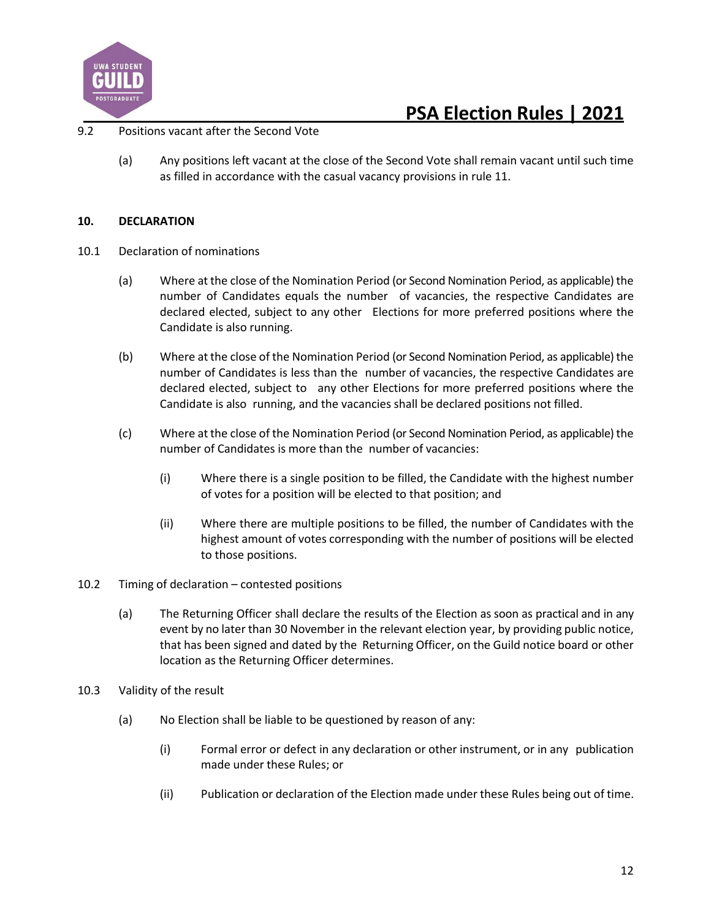9.2 Positions vacant after the Second Vote

(a) Any positions left vacant at the close of the Second Vote shall remain vacant until such time as filled in accordance with the casual vacancy provisions in rule 11.

## 10. DECLARATION

10.1 Declaration of nominations

(a) Where at the close of the Nomination Period (or Second Nomination Period, as applicable) the number of Candidates equals the number of vacancies, the respective Candidates are declared elected, subject to any other Elections for more preferred positions where the Candidate is also running.

(b) Where at the close of the Nomination Period (or Second Nomination Period, as applicable) the number of Candidates is less than the number of vacancies, the respective Candidates are declared elected, subject to any other Elections for more preferred positions where the Candidate is also running, and the vacancies shall be declared positions not filled.

(c) Where at the close of the Nomination Period (or Second Nomination Period, as applicable) the number of Candidates is more than the number of vacancies:

(i) Where there is a single position to be filled, the Candidate with the highest number of votes for a position will be elected to that position; and

(ii) Where there are multiple positions to be filled, the number of Candidates with the highest amount of votes corresponding with the number of positions will be elected to those positions.

10.2 Timing of declaration – contested positions

(a) The Returning Officer shall declare the results of the Election as soon as practical and in any event by no later than 30 November in the relevant election year, by providing public notice, that has been signed and dated by the Returning Officer, on the Guild notice board or other location as the Returning Officer determines.

10.3 Validity of the result

(a) No Election shall be liable to be questioned by reason of any:

(i) Formal error or defect in any declaration or other instrument, or in any publication made under these Rules; or

(ii) Publication or declaration of the Election made under these Rules being out of time.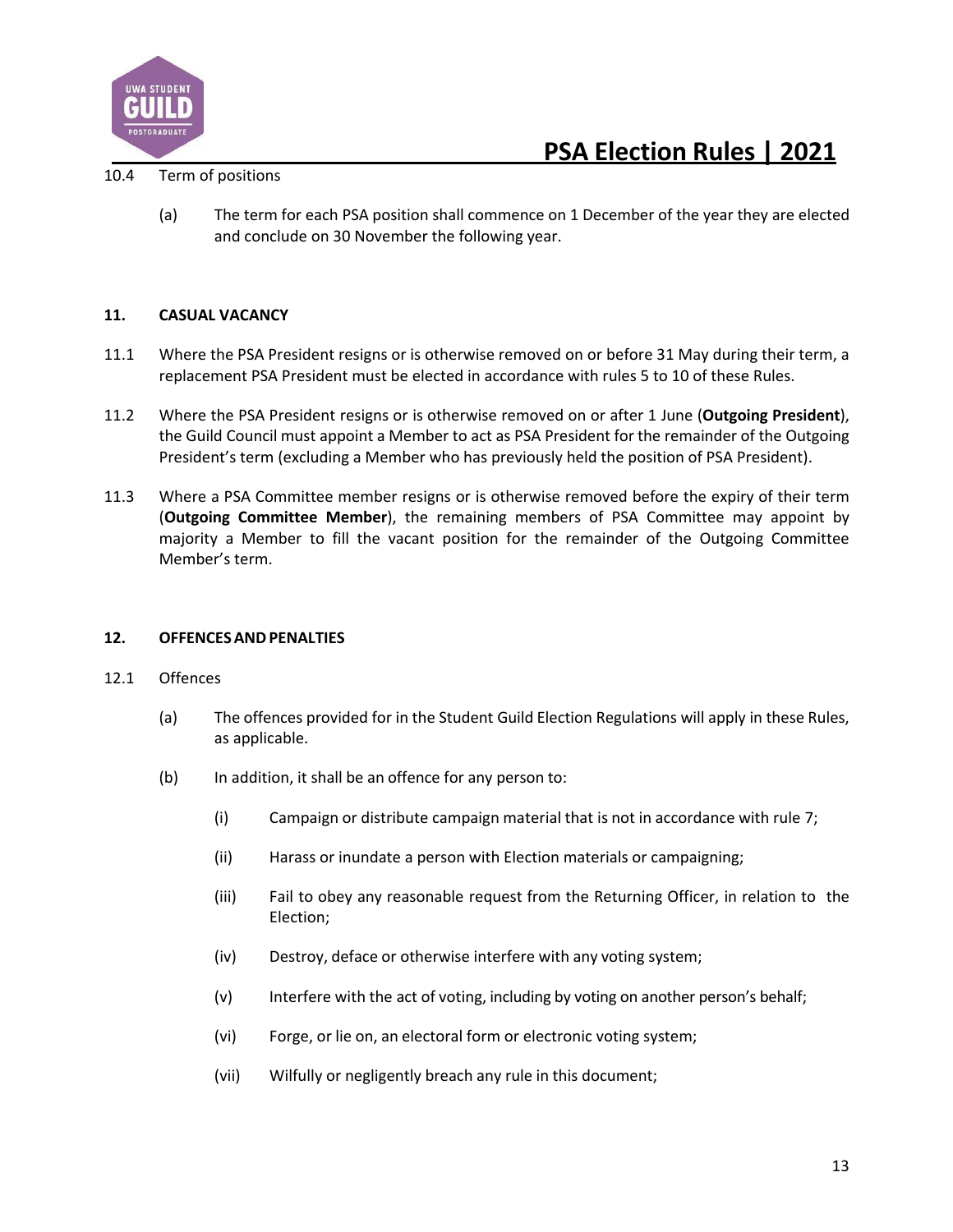10.4 Term of positions

(a) The term for each PSA position shall commence on 1 December of the year they are elected and conclude on 30 November the following year.

## 11. CASUAL VACANCY

11.1 Where the PSA President resigns or is otherwise removed on or before 31 May during their term, a replacement PSA President must be elected in accordance with rules 5 to 10 of these Rules.

11.2 Where the PSA President resigns or is otherwise removed on or after 1 June (**Outgoing President**), the Guild Council must appoint a Member to act as PSA President for the remainder of the Outgoing President's term (excluding a Member who has previously held the position of PSA President).

11.3 Where a PSA Committee member resigns or is otherwise removed before the expiry of their term (**Outgoing Committee Member**), the remaining members of PSA Committee may appoint by majority a Member to fill the vacant position for the remainder of the Outgoing Committee Member's term.

## 12. OFFENCES AND PENALTIES

12.1 Offences

(a) The offences provided for in the Student Guild Election Regulations will apply in these Rules, as applicable.

(b) In addition, it shall be an offence for any person to:

(i) Campaign or distribute campaign material that is not in accordance with rule 7;

(ii) Harass or inundate a person with Election materials or campaigning;

(iii) Fail to obey any reasonable request from the Returning Officer, in relation to the Election;

(iv) Destroy, deface or otherwise interfere with any voting system;

(v) Interfere with the act of voting, including by voting on another person's behalf;

(vi) Forge, or lie on, an electoral form or electronic voting system;

(vii) Wilfully or negligently breach any rule in this document;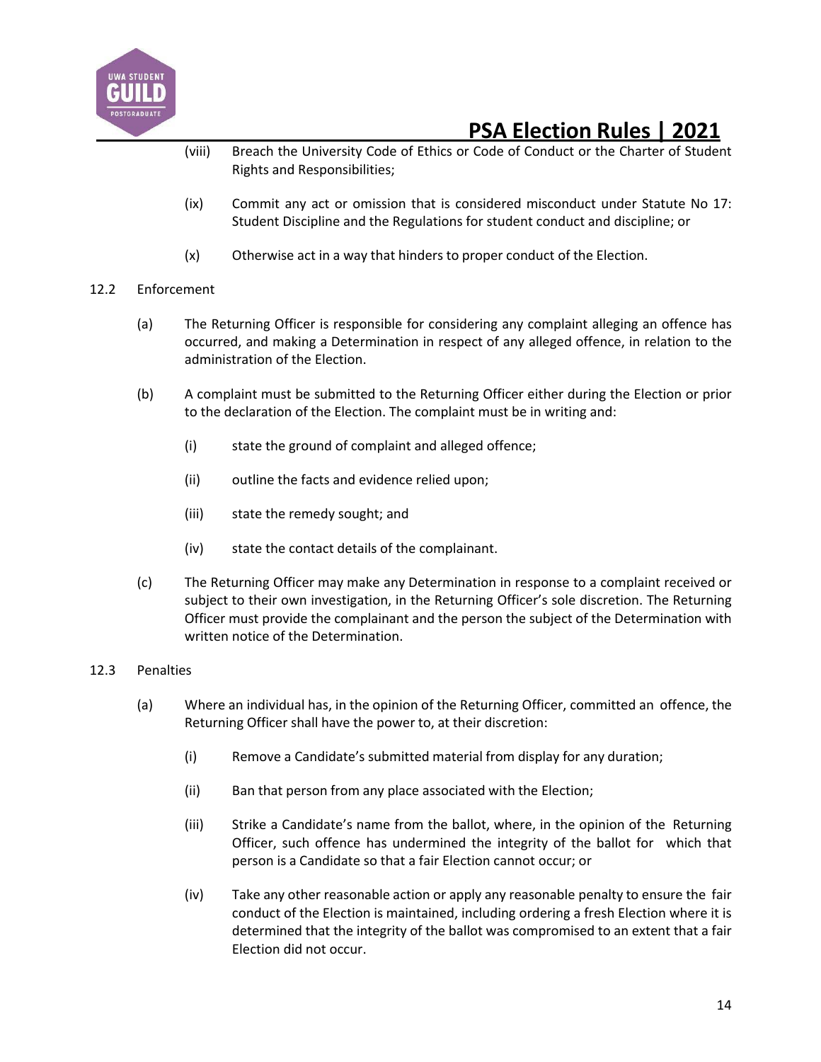(viii) Breach the University Code of Ethics or Code of Conduct or the Charter of Student Rights and Responsibilities;

(ix) Commit any act or omission that is considered misconduct under Statute No 17: Student Discipline and the Regulations for student conduct and discipline; or

(x) Otherwise act in a way that hinders to proper conduct of the Election.

12.2 Enforcement

(a) The Returning Officer is responsible for considering any complaint alleging an offence has occurred, and making a Determination in respect of any alleged offence, in relation to the administration of the Election.

(b) A complaint must be submitted to the Returning Officer either during the Election or prior to the declaration of the Election. The complaint must be in writing and:

(i) state the ground of complaint and alleged offence;

(ii) outline the facts and evidence relied upon;

(iii) state the remedy sought; and

(iv) state the contact details of the complainant.

(c) The Returning Officer may make any Determination in response to a complaint received or subject to their own investigation, in the Returning Officer's sole discretion. The Returning Officer must provide the complainant and the person the subject of the Determination with written notice of the Determination.

12.3 Penalties

(a) Where an individual has, in the opinion of the Returning Officer, committed an offence, the Returning Officer shall have the power to, at their discretion:

(i) Remove a Candidate's submitted material from display for any duration;

(ii) Ban that person from any place associated with the Election;

(iii) Strike a Candidate's name from the ballot, where, in the opinion of the Returning Officer, such offence has undermined the integrity of the ballot for which that person is a Candidate so that a fair Election cannot occur; or

(iv) Take any other reasonable action or apply any reasonable penalty to ensure the fair conduct of the Election is maintained, including ordering a fresh Election where it is determined that the integrity of the ballot was compromised to an extent that a fair Election did not occur.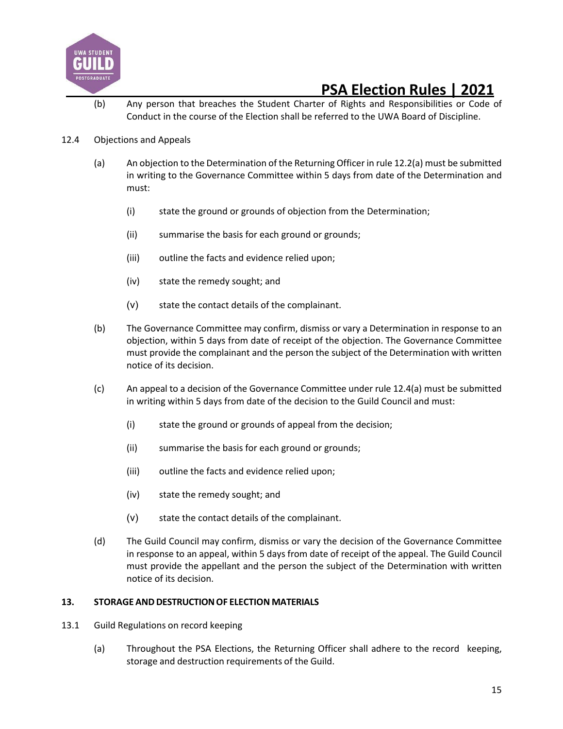(b) Any person that breaches the Student Charter of Rights and Responsibilities or Code of Conduct in the course of the Election shall be referred to the UWA Board of Discipline.

12.4 Objections and Appeals

(a) An objection to the Determination of the Returning Officer in rule 12.2(a) must be submitted in writing to the Governance Committee within 5 days from date of the Determination and must:

(i) state the ground or grounds of objection from the Determination;

(ii) summarise the basis for each ground or grounds;

(iii) outline the facts and evidence relied upon;

(iv) state the remedy sought; and

(v) state the contact details of the complainant.

(b) The Governance Committee may confirm, dismiss or vary a Determination in response to an objection, within 5 days from date of receipt of the objection. The Governance Committee must provide the complainant and the person the subject of the Determination with written notice of its decision.

(c) An appeal to a decision of the Governance Committee under rule 12.4(a) must be submitted in writing within 5 days from date of the decision to the Guild Council and must:

(i) state the ground or grounds of appeal from the decision;

(ii) summarise the basis for each ground or grounds;

(iii) outline the facts and evidence relied upon;

(iv) state the remedy sought; and

(v) state the contact details of the complainant.

(d) The Guild Council may confirm, dismiss or vary the decision of the Governance Committee in response to an appeal, within 5 days from date of receipt of the appeal. The Guild Council must provide the appellant and the person the subject of the Determination with written notice of its decision.

## 13. STORAGE AND DESTRUCTION OF ELECTION MATERIALS

13.1 Guild Regulations on record keeping

(a) Throughout the PSA Elections, the Returning Officer shall adhere to the record keeping, storage and destruction requirements of the Guild.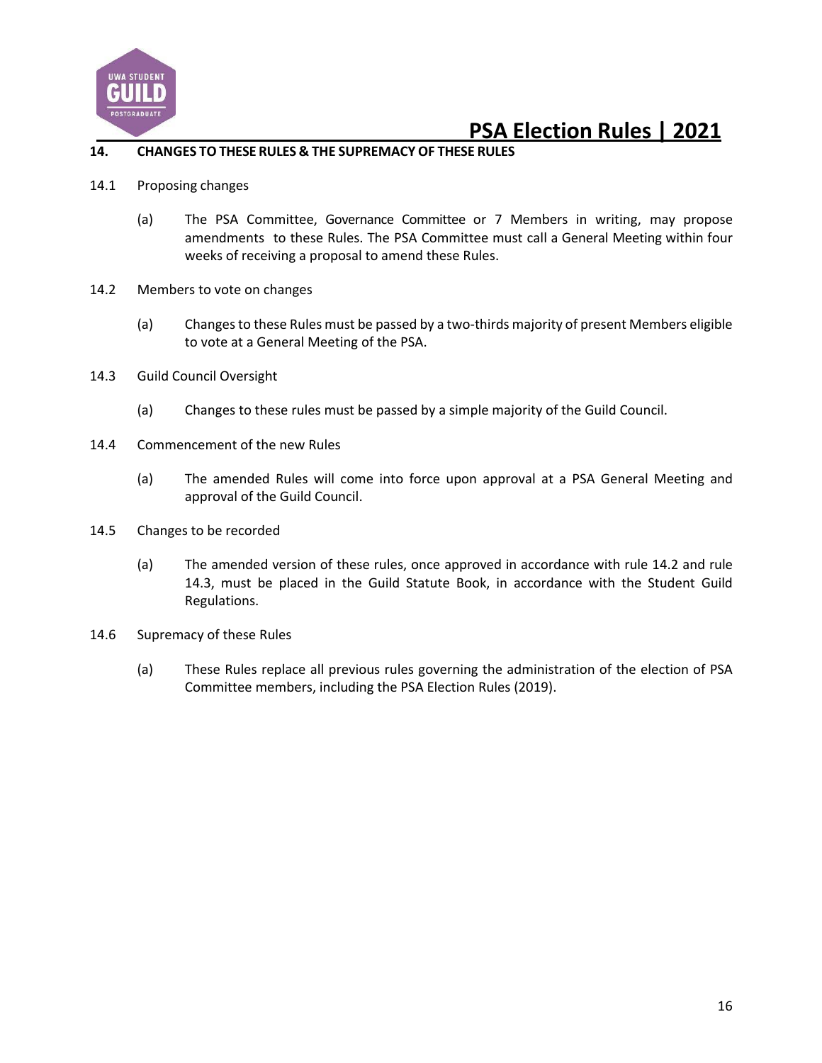## 14. CHANGES TO THESE RULES & THE SUPREMACY OF THESE RULES

14.1 Proposing changes

(a) The PSA Committee, Governance Committee or 7 Members in writing, may propose amendments to these Rules. The PSA Committee must call a General Meeting within four weeks of receiving a proposal to amend these Rules.

14.2 Members to vote on changes

(a) Changes to these Rules must be passed by a two-thirds majority of present Members eligible to vote at a General Meeting of the PSA.

14.3 Guild Council Oversight

(a) Changes to these rules must be passed by a simple majority of the Guild Council.

14.4 Commencement of the new Rules

(a) The amended Rules will come into force upon approval at a PSA General Meeting and approval of the Guild Council.

14.5 Changes to be recorded

(a) The amended version of these rules, once approved in accordance with rule 14.2 and rule 14.3, must be placed in the Guild Statute Book, in accordance with the Student Guild Regulations.

14.6 Supremacy of these Rules

(a) These Rules replace all previous rules governing the administration of the election of PSA Committee members, including the PSA Election Rules (2019).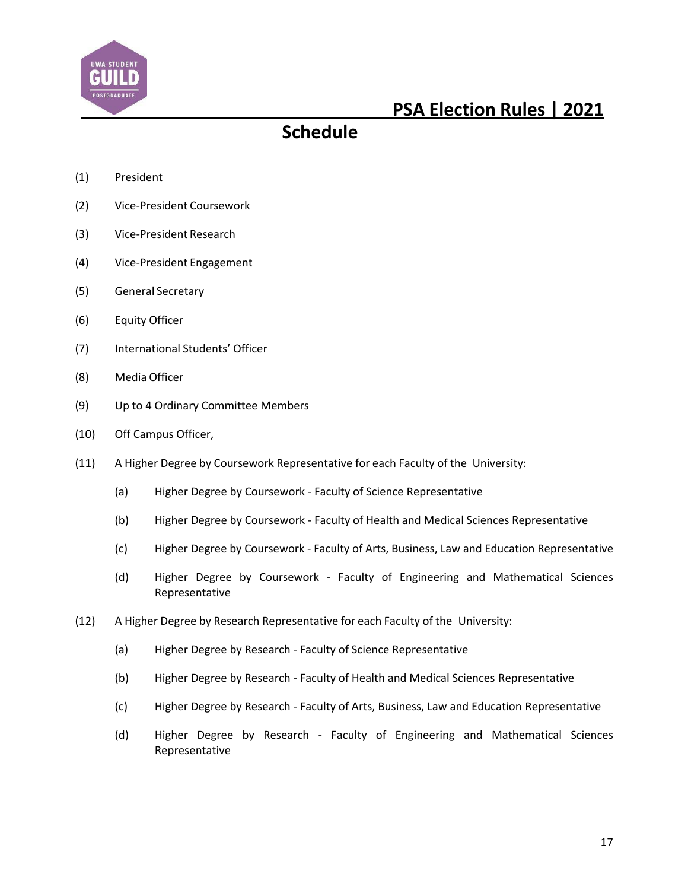# Schedule

(1) President

(2) Vice-President Coursework

(3) Vice-President Research

(4) Vice-President Engagement

(5) General Secretary

(6) Equity Officer

(7) International Students' Officer

(8) Media Officer

(9) Up to 4 Ordinary Committee Members

(10) Off Campus Officer,

(11) A Higher Degree by Coursework Representative for each Faculty of the University:

  (a) Higher Degree by Coursework - Faculty of Science Representative

  (b) Higher Degree by Coursework - Faculty of Health and Medical Sciences Representative

  (c) Higher Degree by Coursework - Faculty of Arts, Business, Law and Education Representative

  (d) Higher Degree by Coursework - Faculty of Engineering and Mathematical Sciences Representative

(12) A Higher Degree by Research Representative for each Faculty of the University:

  (a) Higher Degree by Research - Faculty of Science Representative

  (b) Higher Degree by Research - Faculty of Health and Medical Sciences Representative

  (c) Higher Degree by Research - Faculty of Arts, Business, Law and Education Representative

  (d) Higher Degree by Research - Faculty of Engineering and Mathematical Sciences Representative